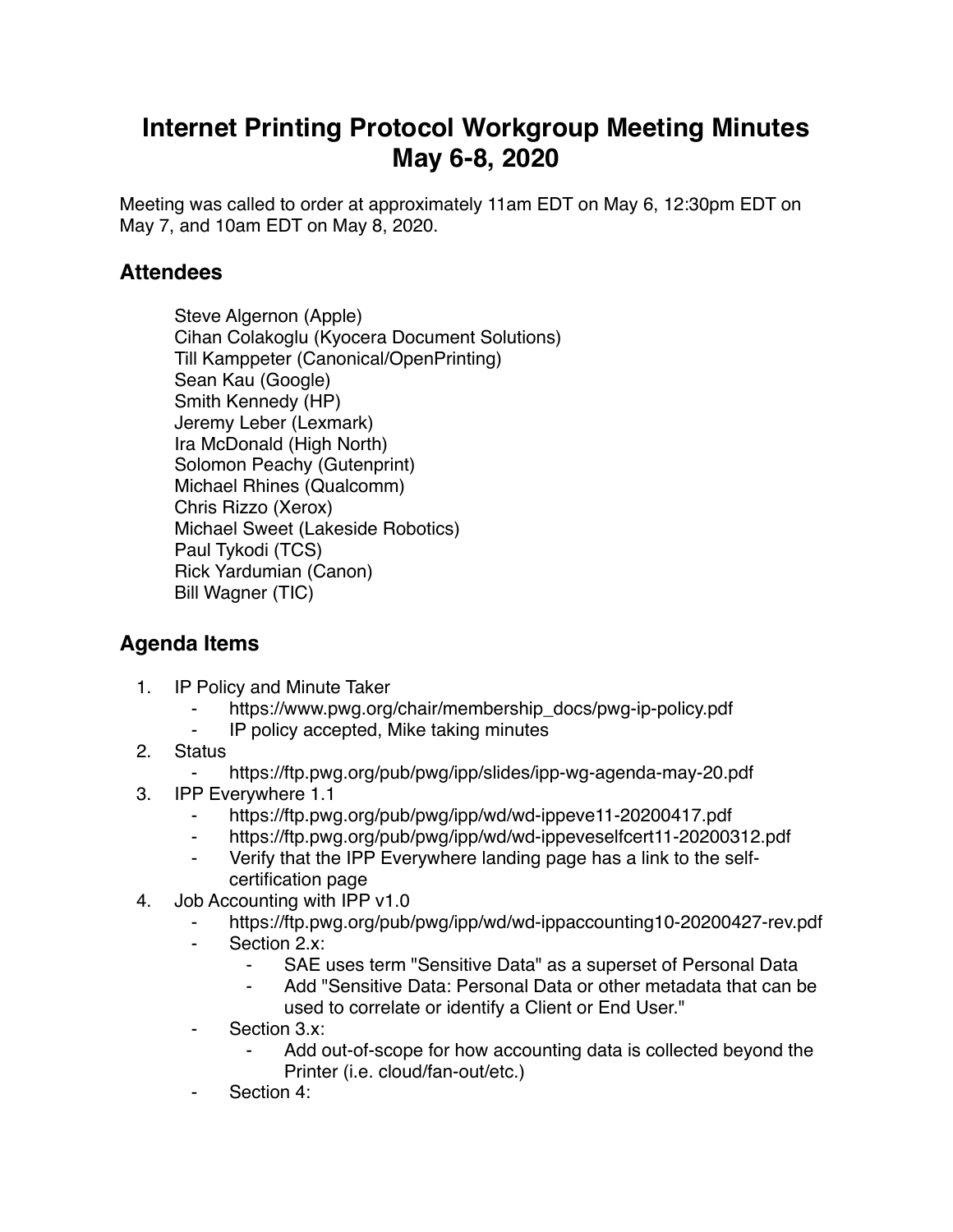# Internet Printing Protocol Workgroup Meeting Minutes May 6-8, 2020

Meeting was called to order at approximately 11am EDT on May 6, 12:30pm EDT on May 7, and 10am EDT on May 8, 2020.

## Attendees

Steve Algernon (Apple)
Cihan Colakoglu (Kyocera Document Solutions)
Till Kamppeter (Canonical/OpenPrinting)
Sean Kau (Google)
Smith Kennedy (HP)
Jeremy Leber (Lexmark)
Ira McDonald (High North)
Solomon Peachy (Gutenprint)
Michael Rhines (Qualcomm)
Chris Rizzo (Xerox)
Michael Sweet (Lakeside Robotics)
Paul Tykodi (TCS)
Rick Yardumian (Canon)
Bill Wagner (TIC)

## Agenda Items

1. IP Policy and Minute Taker
    - https://www.pwg.org/chair/membership_docs/pwg-ip-policy.pdf
    - IP policy accepted, Mike taking minutes
2. Status
    - https://ftp.pwg.org/pub/pwg/ipp/slides/ipp-wg-agenda-may-20.pdf
3. IPP Everywhere 1.1
    - https://ftp.pwg.org/pub/pwg/ipp/wd/wd-ippeve11-20200417.pdf
    - https://ftp.pwg.org/pub/pwg/ipp/wd/wd-ippeveselfcert11-20200312.pdf
    - Verify that the IPP Everywhere landing page has a link to the self-certification page
4. Job Accounting with IPP v1.0
    - https://ftp.pwg.org/pub/pwg/ipp/wd/wd-ippaccounting10-20200427-rev.pdf
    - Section 2.x:
        - SAE uses term "Sensitive Data" as a superset of Personal Data
        - Add "Sensitive Data: Personal Data or other metadata that can be used to correlate or identify a Client or End User."
    - Section 3.x:
        - Add out-of-scope for how accounting data is collected beyond the Printer (i.e. cloud/fan-out/etc.)
    - Section 4: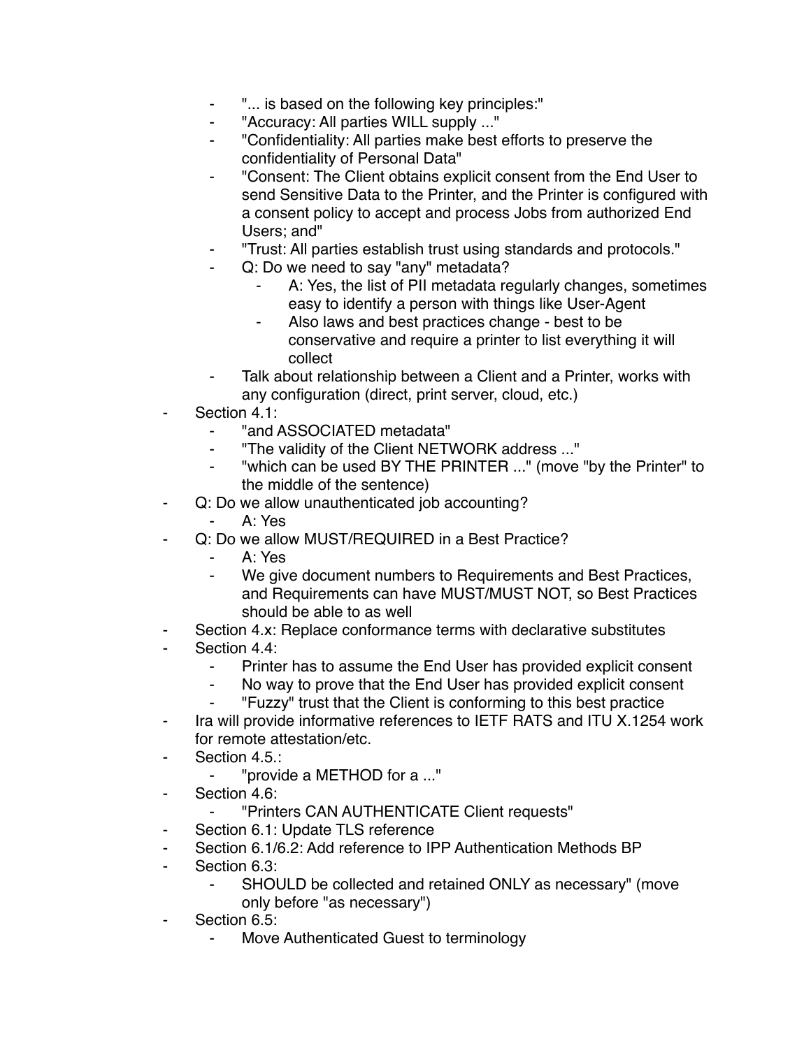- "... is based on the following key principles:"
    - "Accuracy: All parties WILL supply ..."
    - "Confidentiality: All parties make best efforts to preserve the confidentiality of Personal Data"
    - "Consent: The Client obtains explicit consent from the End User to send Sensitive Data to the Printer, and the Printer is configured with a consent policy to accept and process Jobs from authorized End Users; and"
    - "Trust: All parties establish trust using standards and protocols."
    - Q: Do we need to say "any" metadata?
        - A: Yes, the list of PII metadata regularly changes, sometimes easy to identify a person with things like User-Agent
        - Also laws and best practices change - best to be conservative and require a printer to list everything it will collect
    - Talk about relationship between a Client and a Printer, works with any configuration (direct, print server, cloud, etc.)
- Section 4.1:
    - "and ASSOCIATED metadata"
    - "The validity of the Client NETWORK address ..."
    - "which can be used BY THE PRINTER ..." (move "by the Printer" to the middle of the sentence)
- Q: Do we allow unauthenticated job accounting?
    - A: Yes
- Q: Do we allow MUST/REQUIRED in a Best Practice?
    - A: Yes
    - We give document numbers to Requirements and Best Practices, and Requirements can have MUST/MUST NOT, so Best Practices should be able to as well
- Section 4.x: Replace conformance terms with declarative substitutes
- Section 4.4:
    - Printer has to assume the End User has provided explicit consent
    - No way to prove that the End User has provided explicit consent
    - "Fuzzy" trust that the Client is conforming to this best practice
- Ira will provide informative references to IETF RATS and ITU X.1254 work for remote attestation/etc.
- Section 4.5.:
    - "provide a METHOD for a ..."
- Section 4.6:
    - "Printers CAN AUTHENTICATE Client requests"
- Section 6.1: Update TLS reference
- Section 6.1/6.2: Add reference to IPP Authentication Methods BP
- Section 6.3:
    - SHOULD be collected and retained ONLY as necessary" (move only before "as necessary")
- Section 6.5:
    - Move Authenticated Guest to terminology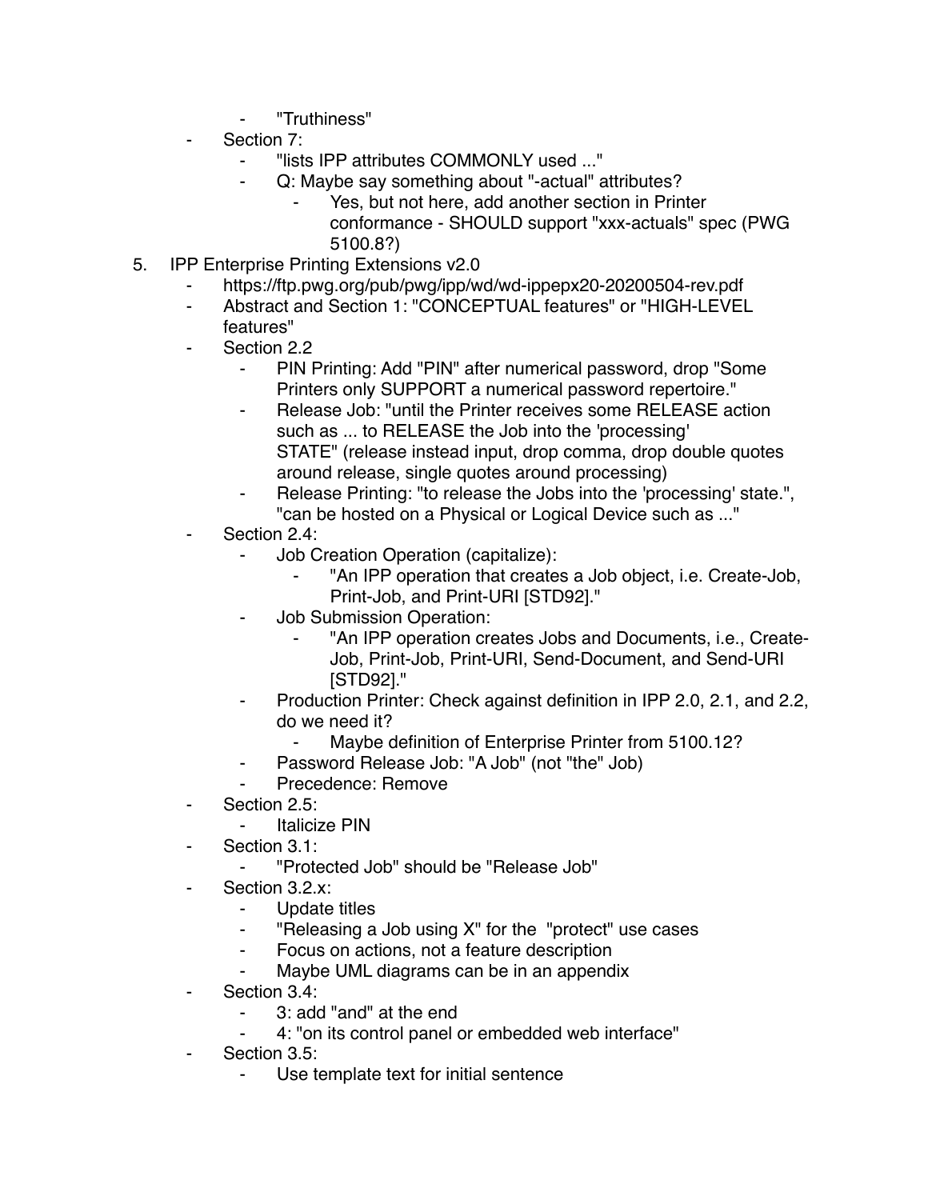- "Truthiness"
    - Section 7:
        - "lists IPP attributes COMMONLY used ..."
        - Q: Maybe say something about "-actual" attributes?
            - Yes, but not here, add another section in Printer conformance - SHOULD support "xxx-actuals" spec (PWG 5100.8?)

5. IPP Enterprise Printing Extensions v2.0
    - https://ftp.pwg.org/pub/pwg/ipp/wd/wd-ippepx20-20200504-rev.pdf
    - Abstract and Section 1: "CONCEPTUAL features" or "HIGH-LEVEL features"
    - Section 2.2
        - PIN Printing: Add "PIN" after numerical password, drop "Some Printers only SUPPORT a numerical password repertoire."
        - Release Job: "until the Printer receives some RELEASE action such as ... to RELEASE the Job into the 'processing' STATE" (release instead input, drop comma, drop double quotes around release, single quotes around processing)
        - Release Printing: "to release the Jobs into the 'processing' state.", "can be hosted on a Physical or Logical Device such as ..."
    - Section 2.4:
        - Job Creation Operation (capitalize):
            - "An IPP operation that creates a Job object, i.e. Create-Job, Print-Job, and Print-URI [STD92]."
        - Job Submission Operation:
            - "An IPP operation creates Jobs and Documents, i.e., Create-Job, Print-Job, Print-URI, Send-Document, and Send-URI [STD92]."
        - Production Printer: Check against definition in IPP 2.0, 2.1, and 2.2, do we need it?
            - Maybe definition of Enterprise Printer from 5100.12?
        - Password Release Job: "A Job" (not "the" Job)
        - Precedence: Remove
    - Section 2.5:
        - Italicize PIN
    - Section 3.1:
        - "Protected Job" should be "Release Job"
    - Section 3.2.x:
        - Update titles
        - "Releasing a Job using X" for the "protect" use cases
        - Focus on actions, not a feature description
        - Maybe UML diagrams can be in an appendix
    - Section 3.4:
        - 3: add "and" at the end
        - 4: "on its control panel or embedded web interface"
    - Section 3.5:
        - Use template text for initial sentence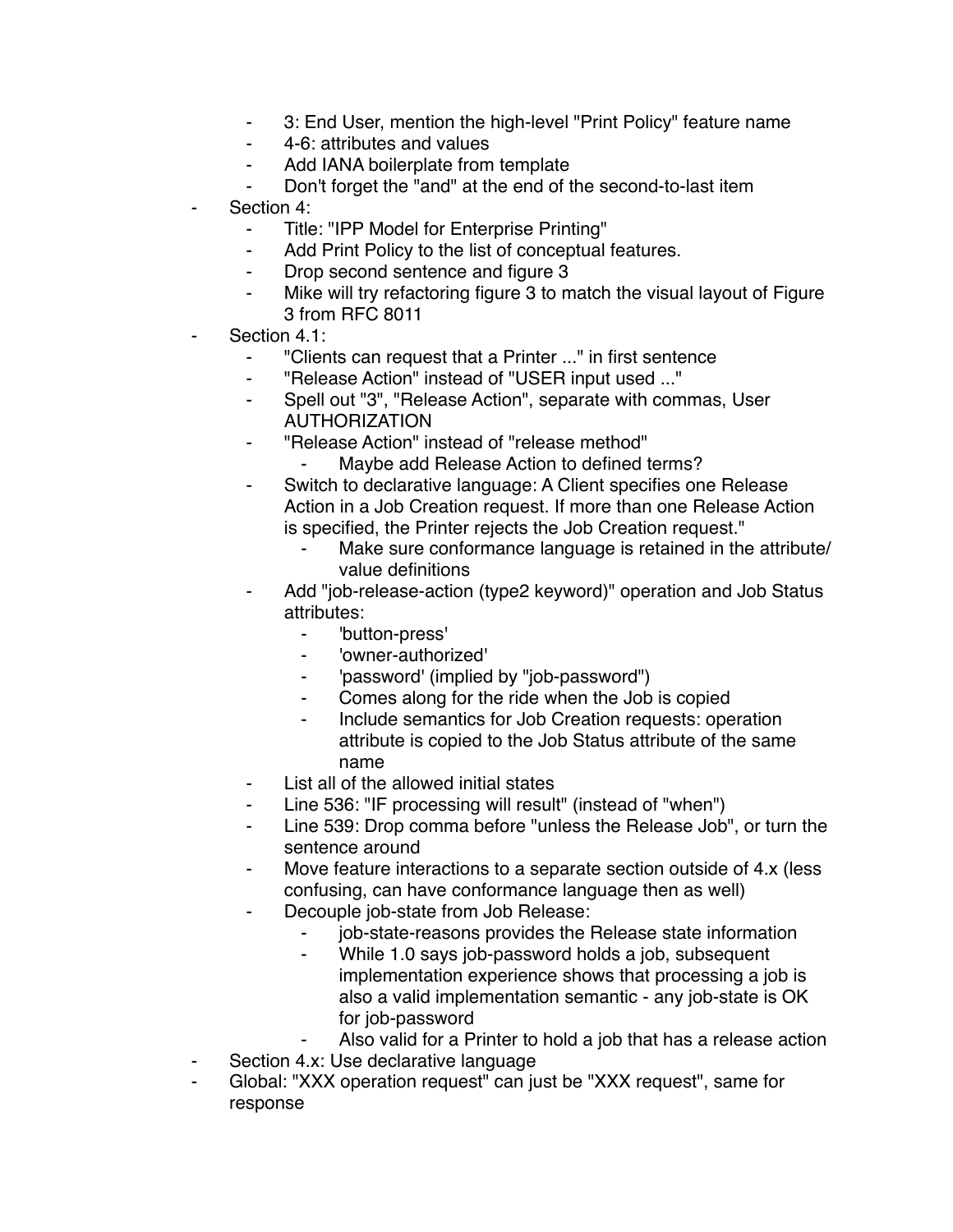- 3: End User, mention the high-level "Print Policy" feature name
    - 4-6: attributes and values
    - Add IANA boilerplate from template
    - Don't forget the "and" at the end of the second-to-last item
- Section 4:
    - Title: "IPP Model for Enterprise Printing"
    - Add Print Policy to the list of conceptual features.
    - Drop second sentence and figure 3
    - Mike will try refactoring figure 3 to match the visual layout of Figure 3 from RFC 8011
- Section 4.1:
    - "Clients can request that a Printer ..." in first sentence
    - "Release Action" instead of "USER input used ..."
    - Spell out "3", "Release Action", separate with commas, User AUTHORIZATION
    - "Release Action" instead of "release method"
        - Maybe add Release Action to defined terms?
    - Switch to declarative language: A Client specifies one Release Action in a Job Creation request. If more than one Release Action is specified, the Printer rejects the Job Creation request."
        - Make sure conformance language is retained in the attribute/value definitions
    - Add "job-release-action (type2 keyword)" operation and Job Status attributes:
        - 'button-press'
        - 'owner-authorized'
        - 'password' (implied by "job-password")
        - Comes along for the ride when the Job is copied
        - Include semantics for Job Creation requests: operation attribute is copied to the Job Status attribute of the same name
    - List all of the allowed initial states
    - Line 536: "IF processing will result" (instead of "when")
    - Line 539: Drop comma before "unless the Release Job", or turn the sentence around
    - Move feature interactions to a separate section outside of 4.x (less confusing, can have conformance language then as well)
    - Decouple job-state from Job Release:
        - job-state-reasons provides the Release state information
        - While 1.0 says job-password holds a job, subsequent implementation experience shows that processing a job is also a valid implementation semantic - any job-state is OK for job-password
        - Also valid for a Printer to hold a job that has a release action
- Section 4.x: Use declarative language
- Global: "XXX operation request" can just be "XXX request", same for response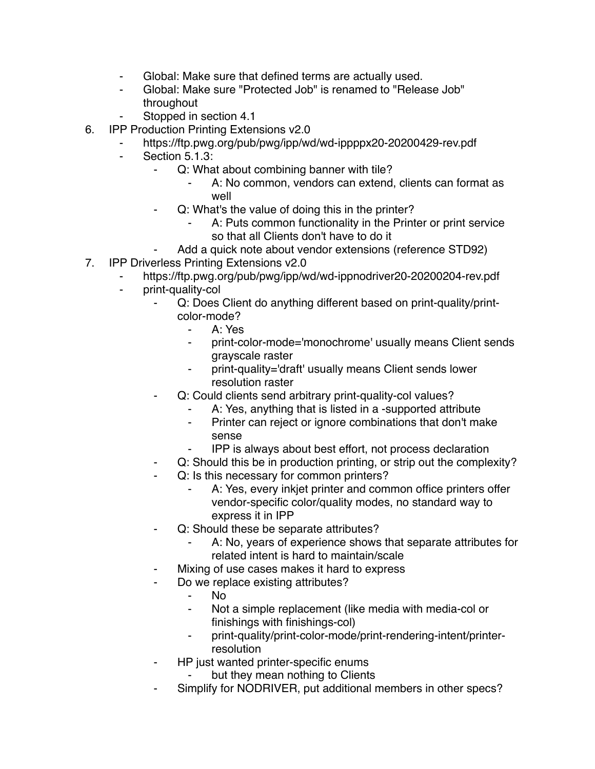- Global: Make sure that defined terms are actually used.
    - Global: Make sure "Protected Job" is renamed to "Release Job" throughout
    - Stopped in section 4.1
6. IPP Production Printing Extensions v2.0
    - https://ftp.pwg.org/pub/pwg/ipp/wd/wd-ippppx20-20200429-rev.pdf
    - Section 5.1.3:
        - Q: What about combining banner with tile?
            - A: No common, vendors can extend, clients can format as well
        - Q: What's the value of doing this in the printer?
            - A: Puts common functionality in the Printer or print service so that all Clients don't have to do it
        - Add a quick note about vendor extensions (reference STD92)
7. IPP Driverless Printing Extensions v2.0
    - https://ftp.pwg.org/pub/pwg/ipp/wd/wd-ippnodriver20-20200204-rev.pdf
    - print-quality-col
        - Q: Does Client do anything different based on print-quality/print-color-mode?
            - A: Yes
            - print-color-mode='monochrome' usually means Client sends grayscale raster
            - print-quality='draft' usually means Client sends lower resolution raster
        - Q: Could clients send arbitrary print-quality-col values?
            - A: Yes, anything that is listed in a -supported attribute
            - Printer can reject or ignore combinations that don't make sense
            - IPP is always about best effort, not process declaration
        - Q: Should this be in production printing, or strip out the complexity?
        - Q: Is this necessary for common printers?
            - A: Yes, every inkjet printer and common office printers offer vendor-specific color/quality modes, no standard way to express it in IPP
        - Q: Should these be separate attributes?
            - A: No, years of experience shows that separate attributes for related intent is hard to maintain/scale
        - Mixing of use cases makes it hard to express
        - Do we replace existing attributes?
            - No
            - Not a simple replacement (like media with media-col or finishings with finishings-col)
            - print-quality/print-color-mode/print-rendering-intent/printer-resolution
        - HP just wanted printer-specific enums
            - but they mean nothing to Clients
        - Simplify for NODRIVER, put additional members in other specs?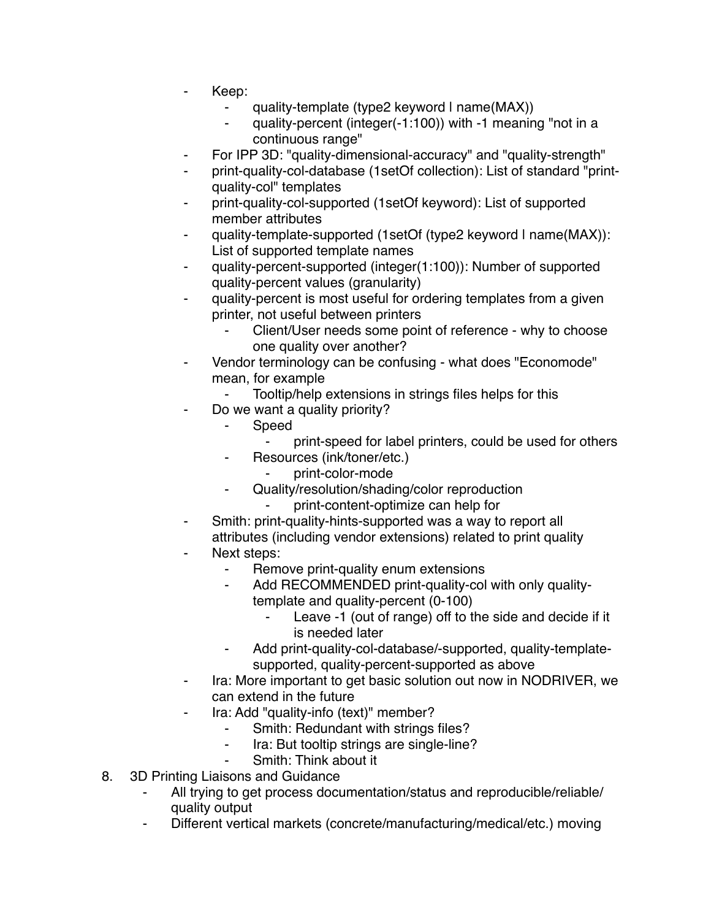- Keep:
    - quality-template (type2 keyword | name(MAX))
    - quality-percent (integer(-1:100)) with -1 meaning "not in a continuous range"
- For IPP 3D: "quality-dimensional-accuracy" and "quality-strength"
- print-quality-col-database (1setOf collection): List of standard "print-quality-col" templates
- print-quality-col-supported (1setOf keyword): List of supported member attributes
- quality-template-supported (1setOf (type2 keyword | name(MAX)): List of supported template names
- quality-percent-supported (integer(1:100)): Number of supported quality-percent values (granularity)
- quality-percent is most useful for ordering templates from a given printer, not useful between printers
    - Client/User needs some point of reference - why to choose one quality over another?
- Vendor terminology can be confusing - what does "Economode" mean, for example
    - Tooltip/help extensions in strings files helps for this
- Do we want a quality priority?
    - Speed
        - print-speed for label printers, could be used for others
    - Resources (ink/toner/etc.)
        - print-color-mode
    - Quality/resolution/shading/color reproduction
        - print-content-optimize can help for
- Smith: print-quality-hints-supported was a way to report all attributes (including vendor extensions) related to print quality
- Next steps:
    - Remove print-quality enum extensions
    - Add RECOMMENDED print-quality-col with only quality-template and quality-percent (0-100)
        - Leave -1 (out of range) off to the side and decide if it is needed later
    - Add print-quality-col-database/-supported, quality-template-supported, quality-percent-supported as above
- Ira: More important to get basic solution out now in NODRIVER, we can extend in the future
- Ira: Add "quality-info (text)" member?
    - Smith: Redundant with strings files?
    - Ira: But tooltip strings are single-line?
    - Smith: Think about it

8. 3D Printing Liaisons and Guidance
    - All trying to get process documentation/status and reproducible/reliable/quality output
    - Different vertical markets (concrete/manufacturing/medical/etc.) moving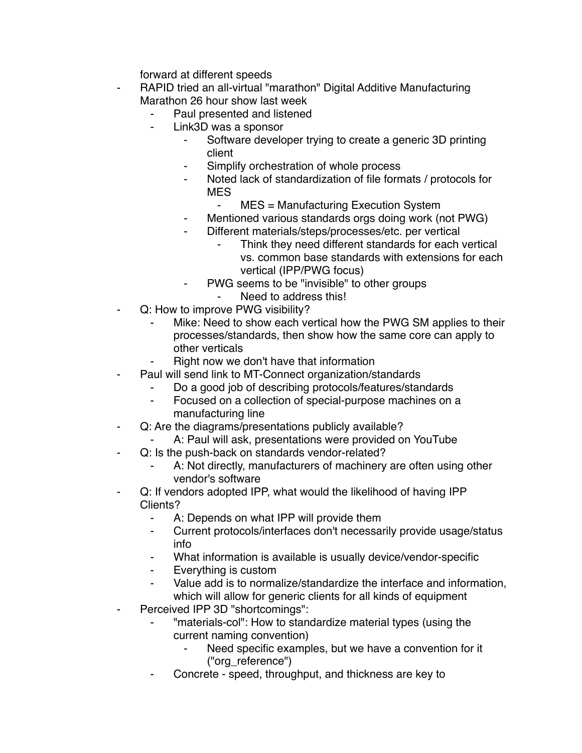forward at different speeds

- RAPID tried an all-virtual "marathon" Digital Additive Manufacturing Marathon 26 hour show last week
    - Paul presented and listened
    - Link3D was a sponsor
        - Software developer trying to create a generic 3D printing client
        - Simplify orchestration of whole process
        - Noted lack of standardization of file formats / protocols for MES
            - MES = Manufacturing Execution System
        - Mentioned various standards orgs doing work (not PWG)
        - Different materials/steps/processes/etc. per vertical
            - Think they need different standards for each vertical vs. common base standards with extensions for each vertical (IPP/PWG focus)
        - PWG seems to be "invisible" to other groups
            - Need to address this!
- Q: How to improve PWG visibility?
    - Mike: Need to show each vertical how the PWG SM applies to their processes/standards, then show how the same core can apply to other verticals
    - Right now we don't have that information
- Paul will send link to MT-Connect organization/standards
    - Do a good job of describing protocols/features/standards
    - Focused on a collection of special-purpose machines on a manufacturing line
- Q: Are the diagrams/presentations publicly available?
    - A: Paul will ask, presentations were provided on YouTube
- Q: Is the push-back on standards vendor-related?
    - A: Not directly, manufacturers of machinery are often using other vendor's software
- Q: If vendors adopted IPP, what would the likelihood of having IPP Clients?
    - A: Depends on what IPP will provide them
    - Current protocols/interfaces don't necessarily provide usage/status info
    - What information is available is usually device/vendor-specific
    - Everything is custom
    - Value add is to normalize/standardize the interface and information, which will allow for generic clients for all kinds of equipment
- Perceived IPP 3D "shortcomings":
    - "materials-col": How to standardize material types (using the current naming convention)
        - Need specific examples, but we have a convention for it ("org_reference")
    - Concrete - speed, throughput, and thickness are key to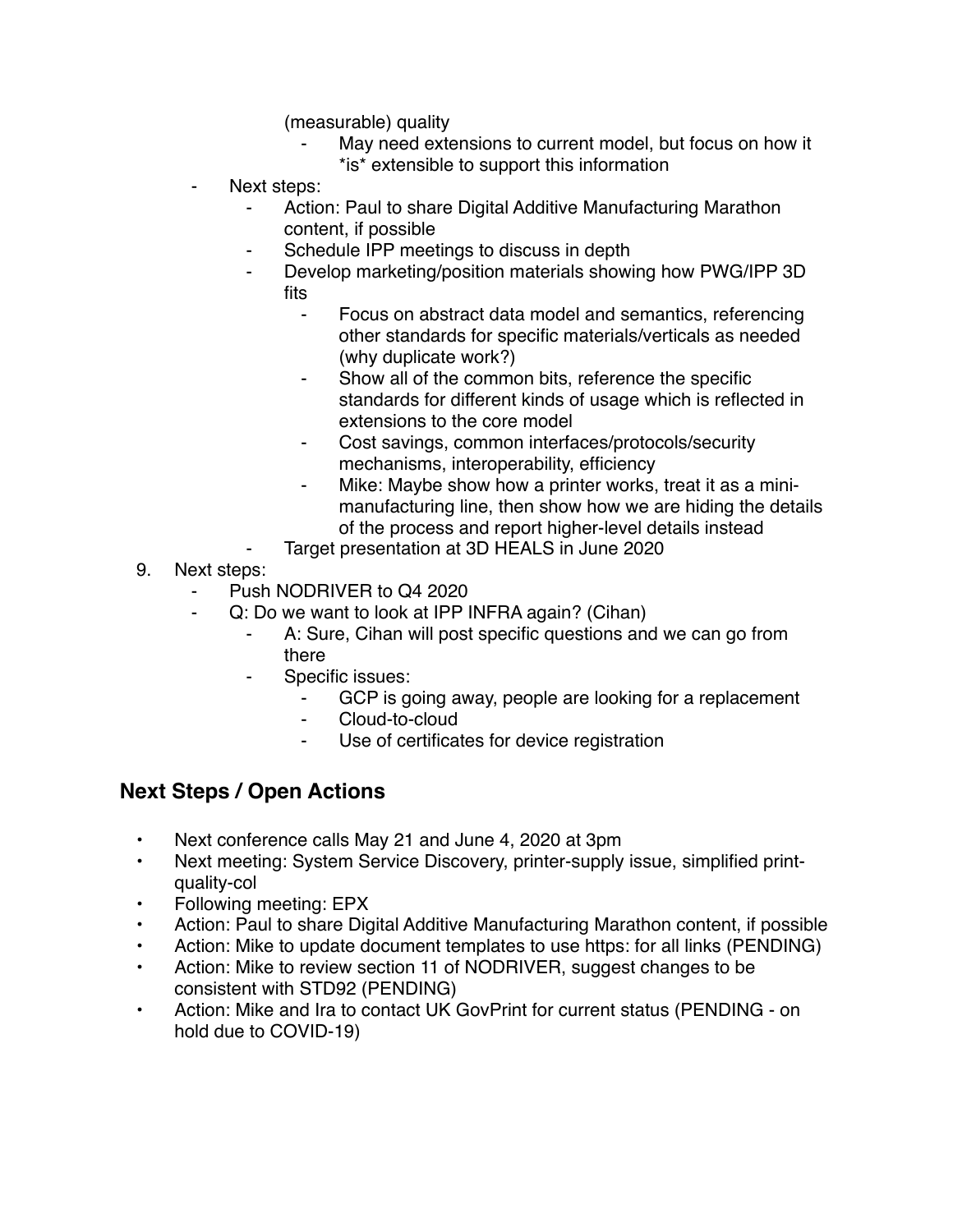(measurable) quality
            - May need extensions to current model, but focus on how it *is* extensible to support this information
    - Next steps:
        - Action: Paul to share Digital Additive Manufacturing Marathon content, if possible
        - Schedule IPP meetings to discuss in depth
        - Develop marketing/position materials showing how PWG/IPP 3D fits
            - Focus on abstract data model and semantics, referencing other standards for specific materials/verticals as needed (why duplicate work?)
            - Show all of the common bits, reference the specific standards for different kinds of usage which is reflected in extensions to the core model
            - Cost savings, common interfaces/protocols/security mechanisms, interoperability, efficiency
            - Mike: Maybe show how a printer works, treat it as a mini-manufacturing line, then show how we are hiding the details of the process and report higher-level details instead
        - Target presentation at 3D HEALS in June 2020
9. Next steps:
    - Push NODRIVER to Q4 2020
    - Q: Do we want to look at IPP INFRA again? (Cihan)
        - A: Sure, Cihan will post specific questions and we can go from there
        - Specific issues:
            - GCP is going away, people are looking for a replacement
            - Cloud-to-cloud
            - Use of certificates for device registration

## Next Steps / Open Actions

- Next conference calls May 21 and June 4, 2020 at 3pm
- Next meeting: System Service Discovery, printer-supply issue, simplified print-quality-col
- Following meeting: EPX
- Action: Paul to share Digital Additive Manufacturing Marathon content, if possible
- Action: Mike to update document templates to use https: for all links (PENDING)
- Action: Mike to review section 11 of NODRIVER, suggest changes to be consistent with STD92 (PENDING)
- Action: Mike and Ira to contact UK GovPrint for current status (PENDING - on hold due to COVID-19)